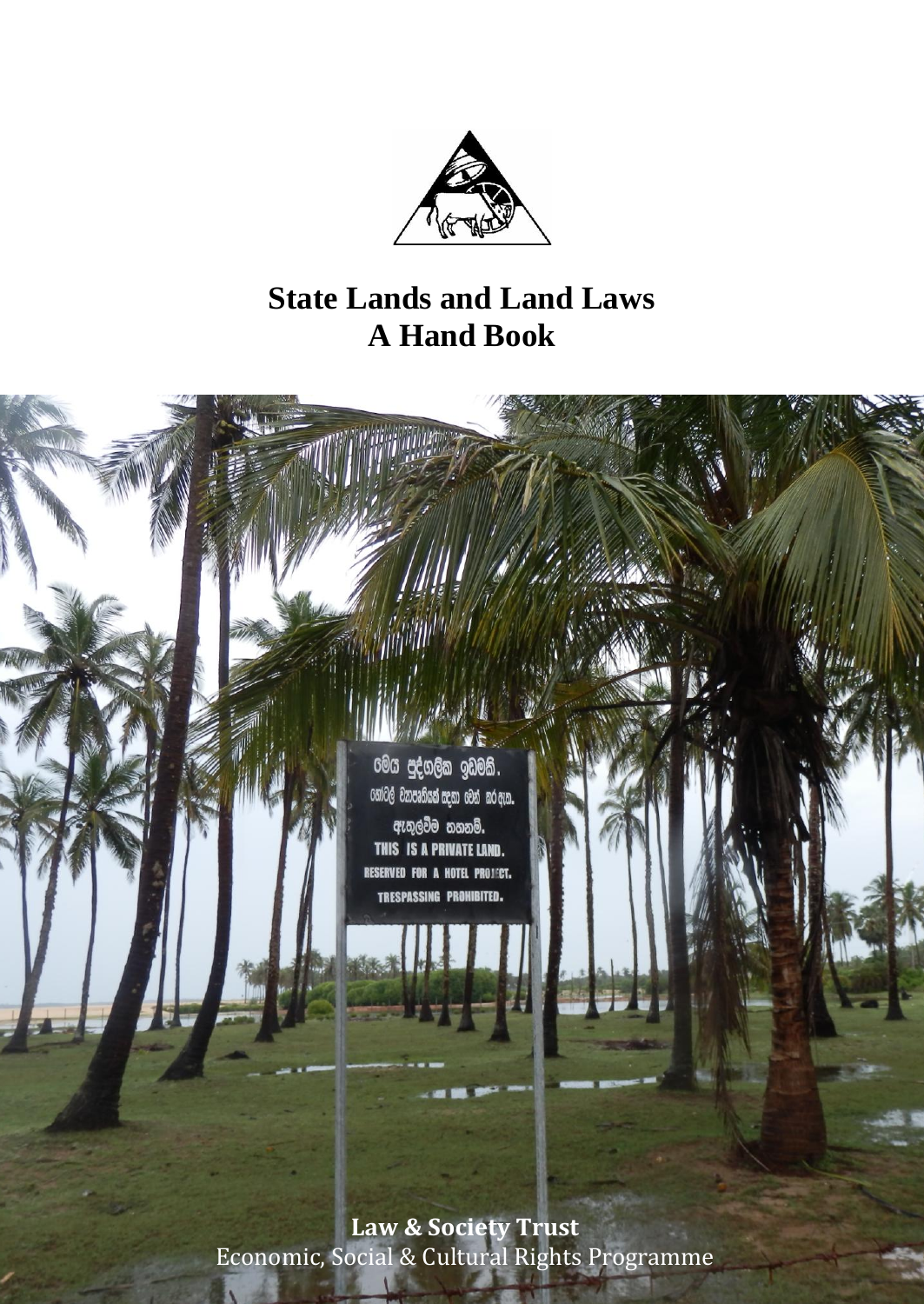# State Lands and Land Laws
# A Hand Book

**Law & Society Trust**
Economic, Social & Cultural Rights Programme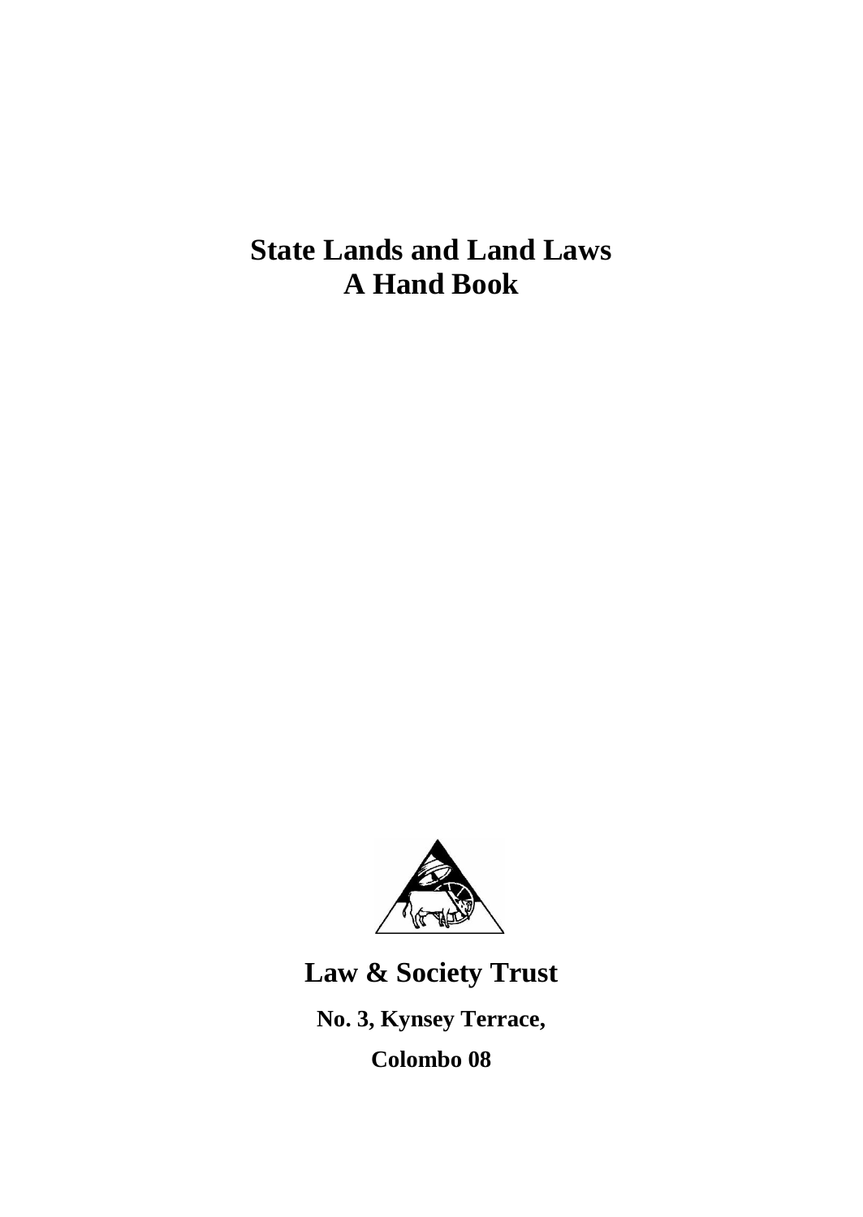# State Lands and Land Laws
# A Hand Book

## Law & Society Trust

**No. 3, Kynsey Terrace,**

**Colombo 08**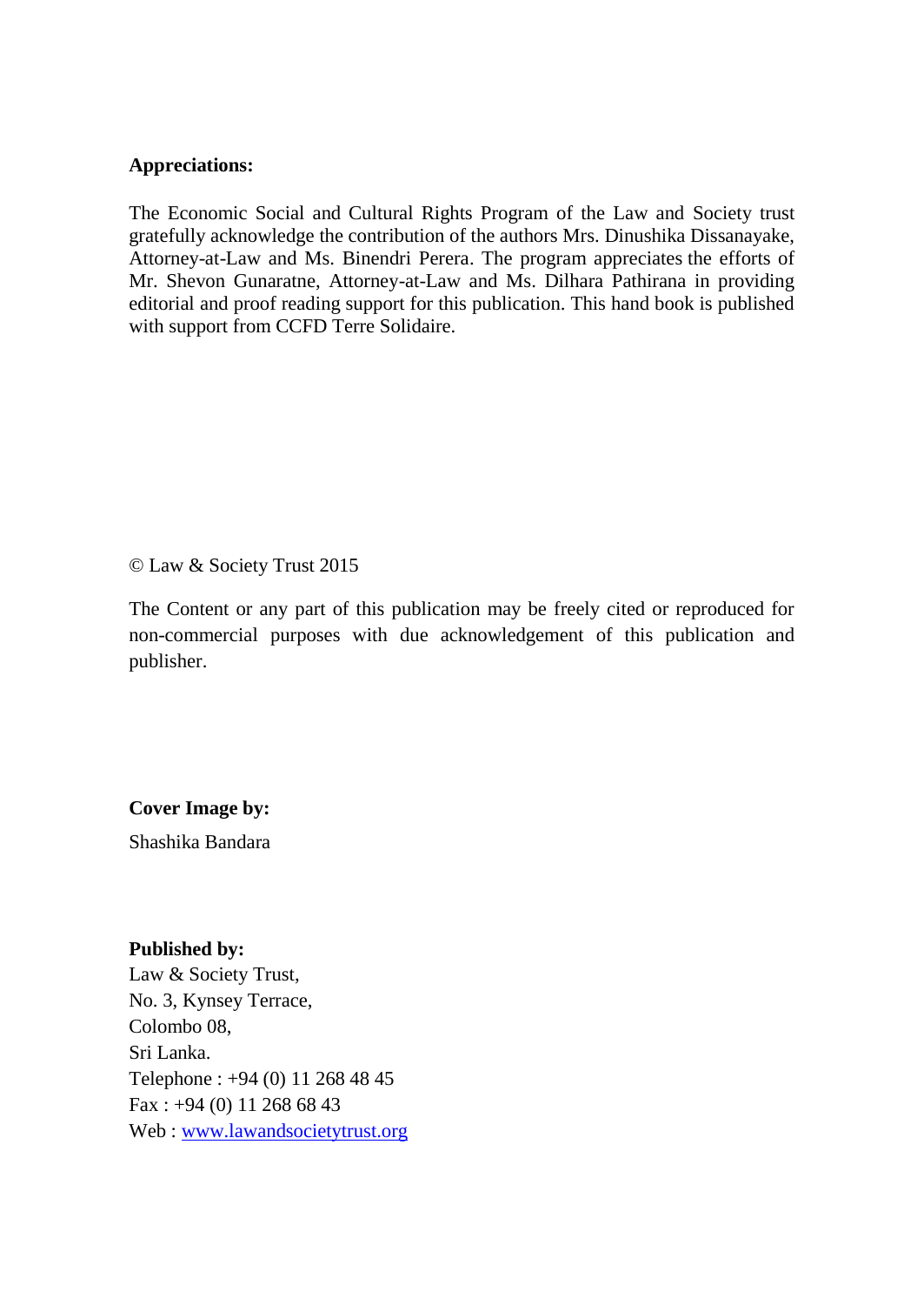**Appreciations:**

The Economic Social and Cultural Rights Program of the Law and Society trust gratefully acknowledge the contribution of the authors Mrs. Dinushika Dissanayake, Attorney-at-Law and Ms. Binendri Perera. The program appreciates the efforts of Mr. Shevon Gunaratne, Attorney-at-Law and Ms. Dilhara Pathirana in providing editorial and proof reading support for this publication. This hand book is published with support from CCFD Terre Solidaire.

© Law & Society Trust 2015

The Content or any part of this publication may be freely cited or reproduced for non-commercial purposes with due acknowledgement of this publication and publisher.

**Cover Image by:**

Shashika Bandara

**Published by:**

Law & Society Trust,
No. 3, Kynsey Terrace,
Colombo 08,
Sri Lanka.
Telephone : +94 (0) 11 268 48 45
Fax : +94 (0) 11 268 68 43
Web : [www.lawandsocietytrust.org](http://www.lawandsocietytrust.org)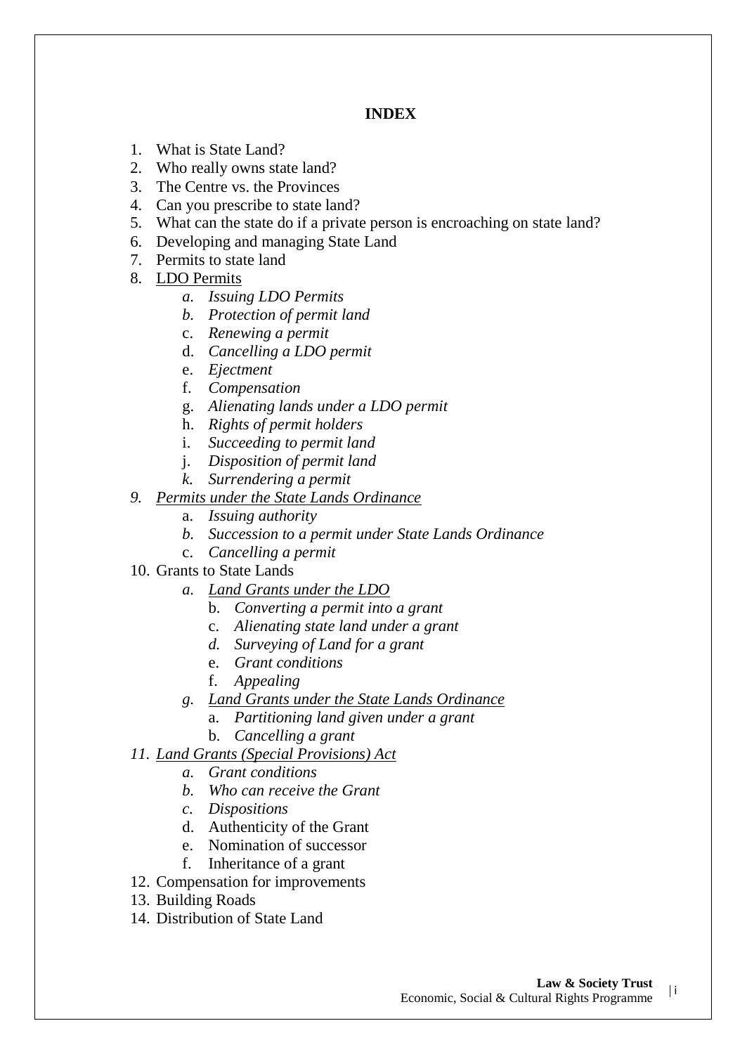**INDEX**

1. What is State Land?
2. Who really owns state land?
3. The Centre vs. the Provinces
4. Can you prescribe to state land?
5. What can the state do if a private person is encroaching on state land?
6. Developing and managing State Land
7. Permits to state land
8. <u>LDO Permits</u>
    a. *Issuing LDO Permits*
    b. *Protection of permit land*
    c. *Renewing a permit*
    d. *Cancelling a LDO permit*
    e. *Ejectment*
    f. *Compensation*
    g. *Alienating lands under a LDO permit*
    h. *Rights of permit holders*
    i. *Succeeding to permit land*
    j. *Disposition of permit land*
    k. *Surrendering a permit*
9. *<u>Permits under the State Lands Ordinance</u>*
    a. *Issuing authority*
    b. *Succession to a permit under State Lands Ordinance*
    c. *Cancelling a permit*
10. Grants to State Lands
    a. *<u>Land Grants under the LDO</u>*
        b. *Converting a permit into a grant*
        c. *Alienating state land under a grant*
        d. *Surveying of Land for a grant*
        e. *Grant conditions*
        f. *Appealing*
    g. *<u>Land Grants under the State Lands Ordinance</u>*
        a. *Partitioning land given under a grant*
        b. *Cancelling a grant*
11. *<u>Land Grants (Special Provisions) Act</u>*
    a. *Grant conditions*
    b. *Who can receive the Grant*
    c. *Dispositions*
    d. Authenticity of the Grant
    e. Nomination of successor
    f. Inheritance of a grant
12. Compensation for improvements
13. Building Roads
14. Distribution of State Land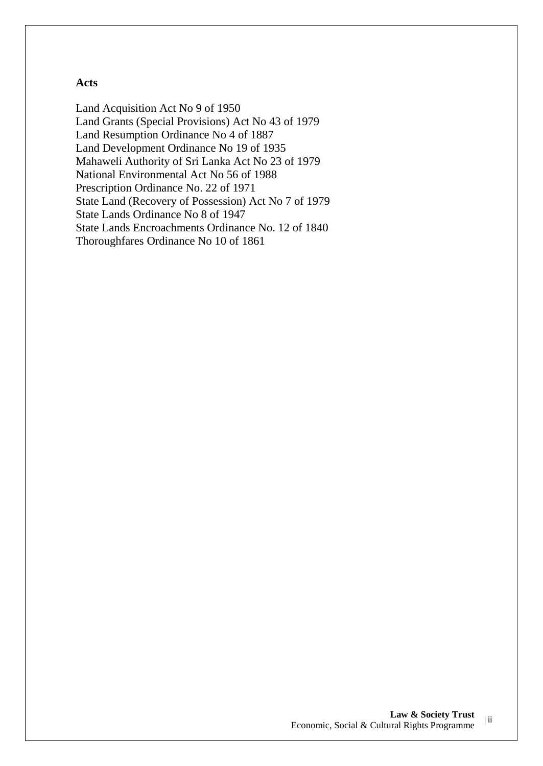**Acts**

Land Acquisition Act No 9 of 1950
Land Grants (Special Provisions) Act No 43 of 1979
Land Resumption Ordinance No 4 of 1887
Land Development Ordinance No 19 of 1935
Mahaweli Authority of Sri Lanka Act No 23 of 1979
National Environmental Act No 56 of 1988
Prescription Ordinance No. 22 of 1971
State Land (Recovery of Possession) Act No 7 of 1979
State Lands Ordinance No 8 of 1947
State Lands Encroachments Ordinance No. 12 of 1840
Thoroughfares Ordinance No 10 of 1861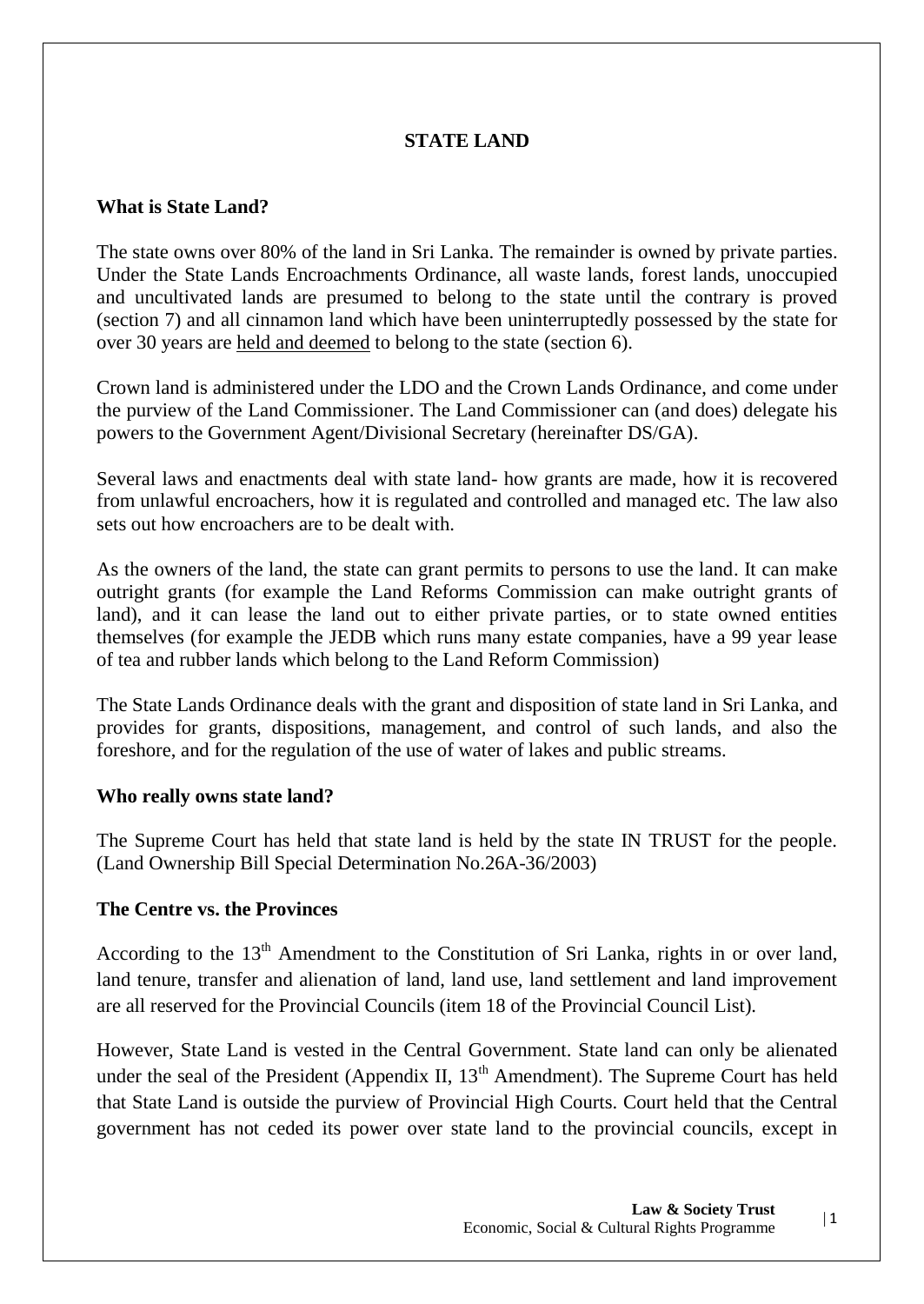## STATE LAND

### What is State Land?

The state owns over 80% of the land in Sri Lanka. The remainder is owned by private parties. Under the State Lands Encroachments Ordinance, all waste lands, forest lands, unoccupied and uncultivated lands are presumed to belong to the state until the contrary is proved (section 7) and all cinnamon land which have been uninterruptedly possessed by the state for over 30 years are <u>held and deemed</u> to belong to the state (section 6).

Crown land is administered under the LDO and the Crown Lands Ordinance, and come under the purview of the Land Commissioner. The Land Commissioner can (and does) delegate his powers to the Government Agent/Divisional Secretary (hereinafter DS/GA).

Several laws and enactments deal with state land- how grants are made, how it is recovered from unlawful encroachers, how it is regulated and controlled and managed etc. The law also sets out how encroachers are to be dealt with.

As the owners of the land, the state can grant permits to persons to use the land. It can make outright grants (for example the Land Reforms Commission can make outright grants of land), and it can lease the land out to either private parties, or to state owned entities themselves (for example the JEDB which runs many estate companies, have a 99 year lease of tea and rubber lands which belong to the Land Reform Commission)

The State Lands Ordinance deals with the grant and disposition of state land in Sri Lanka, and provides for grants, dispositions, management, and control of such lands, and also the foreshore, and for the regulation of the use of water of lakes and public streams.

### Who really owns state land?

The Supreme Court has held that state land is held by the state IN TRUST for the people. (Land Ownership Bill Special Determination No.26A-36/2003)

### The Centre vs. the Provinces

According to the 13th Amendment to the Constitution of Sri Lanka, rights in or over land, land tenure, transfer and alienation of land, land use, land settlement and land improvement are all reserved for the Provincial Councils (item 18 of the Provincial Council List).

However, State Land is vested in the Central Government. State land can only be alienated under the seal of the President (Appendix II, 13th Amendment). The Supreme Court has held that State Land is outside the purview of Provincial High Courts. Court held that the Central government has not ceded its power over state land to the provincial councils, except in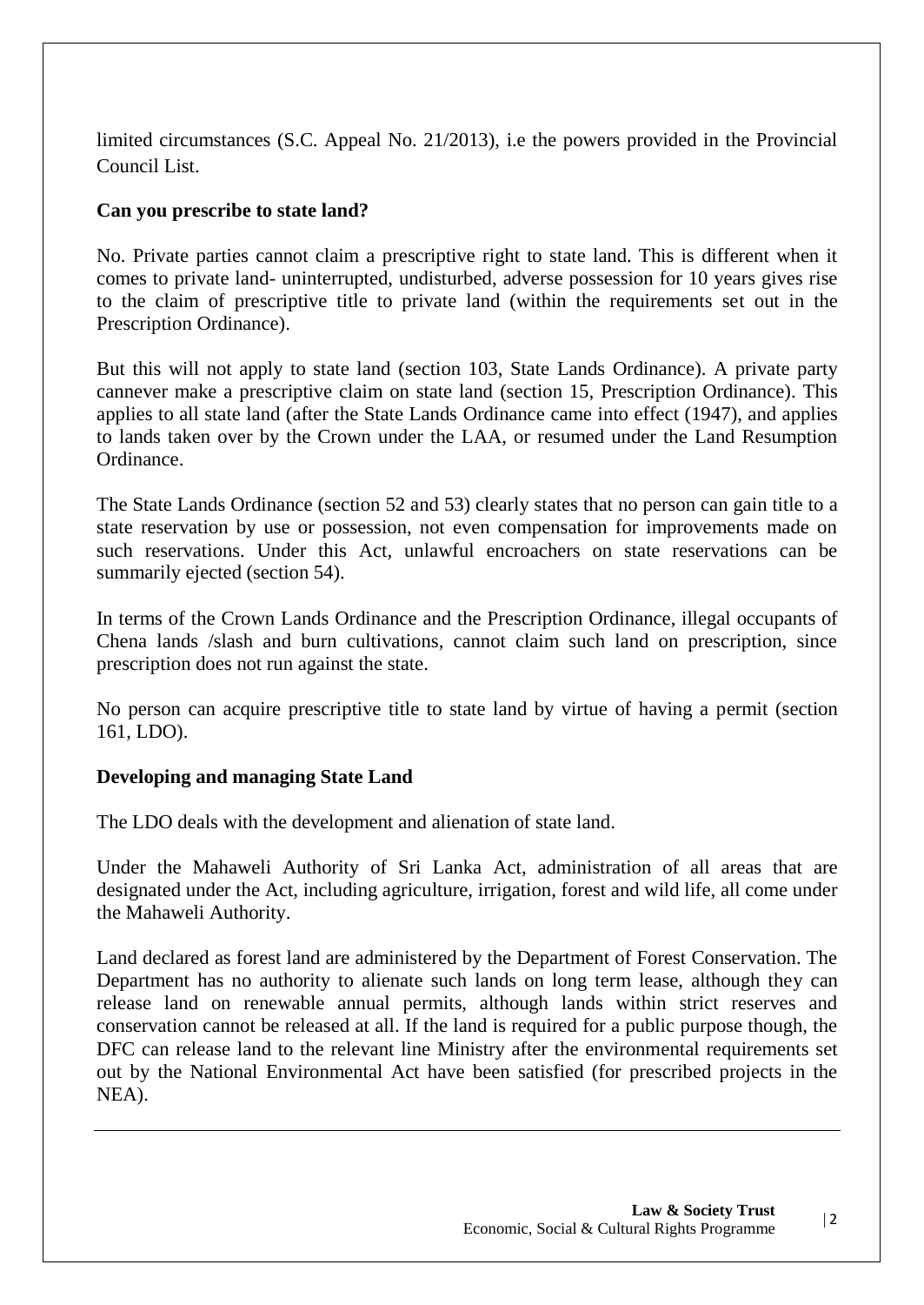limited circumstances (S.C. Appeal No. 21/2013), i.e the powers provided in the Provincial Council List.

**Can you prescribe to state land?**

No. Private parties cannot claim a prescriptive right to state land. This is different when it comes to private land- uninterrupted, undisturbed, adverse possession for 10 years gives rise to the claim of prescriptive title to private land (within the requirements set out in the Prescription Ordinance).

But this will not apply to state land (section 103, State Lands Ordinance). A private party cannever make a prescriptive claim on state land (section 15, Prescription Ordinance). This applies to all state land (after the State Lands Ordinance came into effect (1947), and applies to lands taken over by the Crown under the LAA, or resumed under the Land Resumption Ordinance.

The State Lands Ordinance (section 52 and 53) clearly states that no person can gain title to a state reservation by use or possession, not even compensation for improvements made on such reservations. Under this Act, unlawful encroachers on state reservations can be summarily ejected (section 54).

In terms of the Crown Lands Ordinance and the Prescription Ordinance, illegal occupants of Chena lands /slash and burn cultivations, cannot claim such land on prescription, since prescription does not run against the state.

No person can acquire prescriptive title to state land by virtue of having a permit (section 161, LDO).

**Developing and managing State Land**

The LDO deals with the development and alienation of state land.

Under the Mahaweli Authority of Sri Lanka Act, administration of all areas that are designated under the Act, including agriculture, irrigation, forest and wild life, all come under the Mahaweli Authority.

Land declared as forest land are administered by the Department of Forest Conservation. The Department has no authority to alienate such lands on long term lease, although they can release land on renewable annual permits, although lands within strict reserves and conservation cannot be released at all. If the land is required for a public purpose though, the DFC can release land to the relevant line Ministry after the environmental requirements set out by the National Environmental Act have been satisfied (for prescribed projects in the NEA).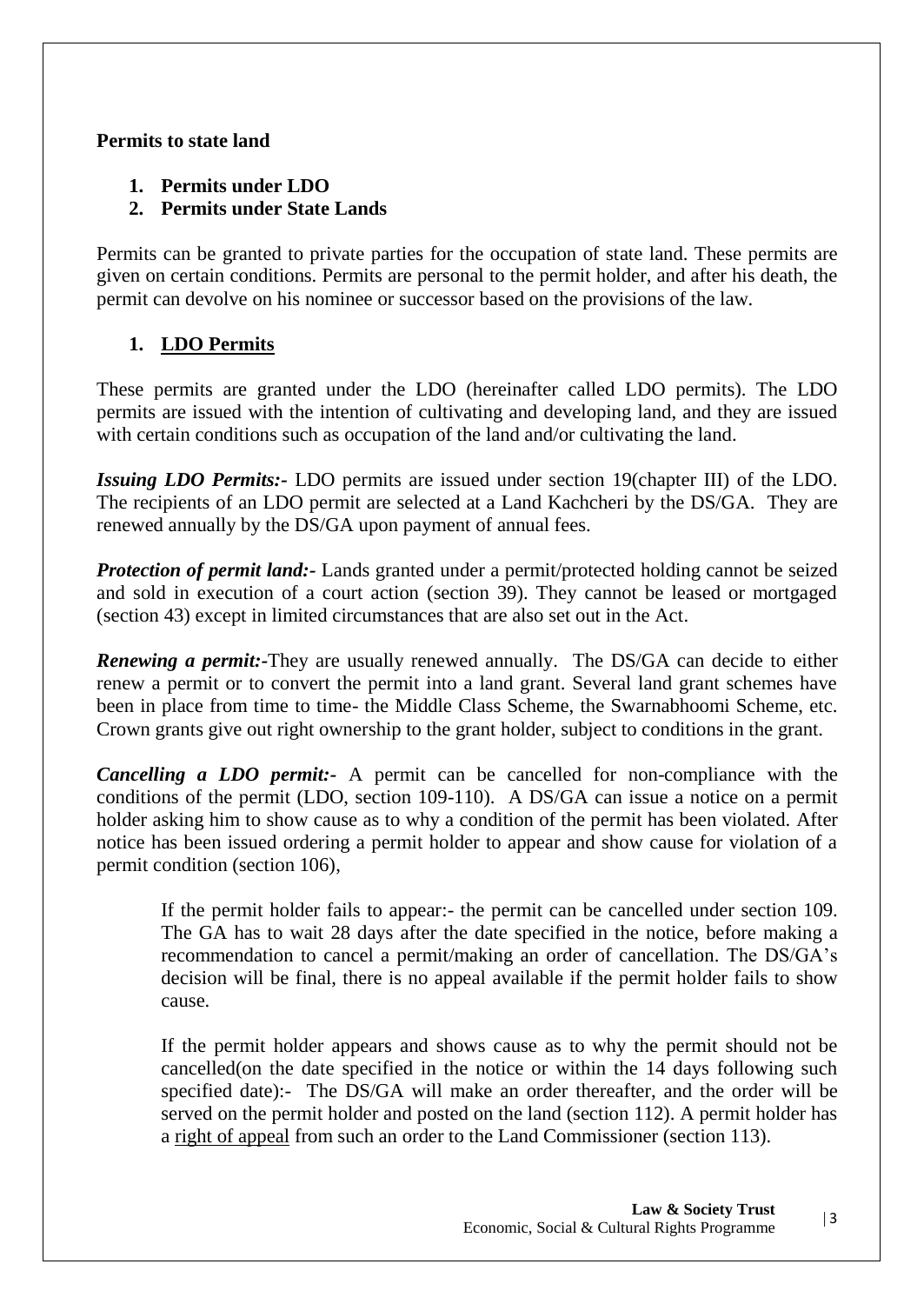**Permits to state land**

1. **Permits under LDO**
2. **Permits under State Lands**

Permits can be granted to private parties for the occupation of state land. These permits are given on certain conditions. Permits are personal to the permit holder, and after his death, the permit can devolve on his nominee or successor based on the provisions of the law.

1. **<u>LDO Permits</u>**

These permits are granted under the LDO (hereinafter called LDO permits). The LDO permits are issued with the intention of cultivating and developing land, and they are issued with certain conditions such as occupation of the land and/or cultivating the land.

***Issuing LDO Permits:-*** LDO permits are issued under section 19(chapter III) of the LDO. The recipients of an LDO permit are selected at a Land Kachcheri by the DS/GA. They are renewed annually by the DS/GA upon payment of annual fees.

***Protection of permit land:-*** Lands granted under a permit/protected holding cannot be seized and sold in execution of a court action (section 39). They cannot be leased or mortgaged (section 43) except in limited circumstances that are also set out in the Act.

***Renewing a permit:-***They are usually renewed annually. The DS/GA can decide to either renew a permit or to convert the permit into a land grant. Several land grant schemes have been in place from time to time- the Middle Class Scheme, the Swarnabhoomi Scheme, etc. Crown grants give out right ownership to the grant holder, subject to conditions in the grant.

***Cancelling a LDO permit:-*** A permit can be cancelled for non-compliance with the conditions of the permit (LDO, section 109-110). A DS/GA can issue a notice on a permit holder asking him to show cause as to why a condition of the permit has been violated. After notice has been issued ordering a permit holder to appear and show cause for violation of a permit condition (section 106),

> If the permit holder fails to appear:- the permit can be cancelled under section 109. The GA has to wait 28 days after the date specified in the notice, before making a recommendation to cancel a permit/making an order of cancellation. The DS/GA's decision will be final, there is no appeal available if the permit holder fails to show cause.
>
> If the permit holder appears and shows cause as to why the permit should not be cancelled(on the date specified in the notice or within the 14 days following such specified date):- The DS/GA will make an order thereafter, and the order will be served on the permit holder and posted on the land (section 112). A permit holder has a <u>right of appeal</u> from such an order to the Land Commissioner (section 113).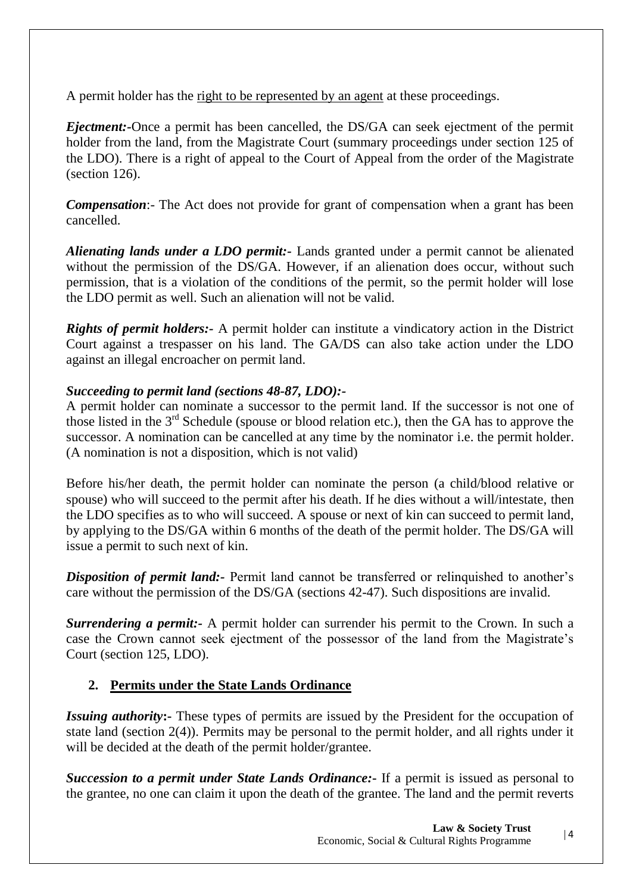A permit holder has the <u>right to be represented by an agent</u> at these proceedings.

***Ejectment:-***Once a permit has been cancelled, the DS/GA can seek ejectment of the permit holder from the land, from the Magistrate Court (summary proceedings under section 125 of the LDO). There is a right of appeal to the Court of Appeal from the order of the Magistrate (section 126).

***Compensation***:- The Act does not provide for grant of compensation when a grant has been cancelled.

***Alienating lands under a LDO permit:-*** Lands granted under a permit cannot be alienated without the permission of the DS/GA. However, if an alienation does occur, without such permission, that is a violation of the conditions of the permit, so the permit holder will lose the LDO permit as well. Such an alienation will not be valid.

***Rights of permit holders:-*** A permit holder can institute a vindicatory action in the District Court against a trespasser on his land. The GA/DS can also take action under the LDO against an illegal encroacher on permit land.

***Succeeding to permit land (sections 48-87, LDO):-***

A permit holder can nominate a successor to the permit land. If the successor is not one of those listed in the 3rd Schedule (spouse or blood relation etc.), then the GA has to approve the successor. A nomination can be cancelled at any time by the nominator i.e. the permit holder. (A nomination is not a disposition, which is not valid)

Before his/her death, the permit holder can nominate the person (a child/blood relative or spouse) who will succeed to the permit after his death. If he dies without a will/intestate, then the LDO specifies as to who will succeed. A spouse or next of kin can succeed to permit land, by applying to the DS/GA within 6 months of the death of the permit holder. The DS/GA will issue a permit to such next of kin.

***Disposition of permit land:-*** Permit land cannot be transferred or relinquished to another's care without the permission of the DS/GA (sections 42-47). Such dispositions are invalid.

***Surrendering a permit:-*** A permit holder can surrender his permit to the Crown. In such a case the Crown cannot seek ejectment of the possessor of the land from the Magistrate's Court (section 125, LDO).

## 2. Permits under the State Lands Ordinance

***Issuing authority*:-** These types of permits are issued by the President for the occupation of state land (section 2(4)). Permits may be personal to the permit holder, and all rights under it will be decided at the death of the permit holder/grantee.

***Succession to a permit under State Lands Ordinance:-*** If a permit is issued as personal to the grantee, no one can claim it upon the death of the grantee. The land and the permit reverts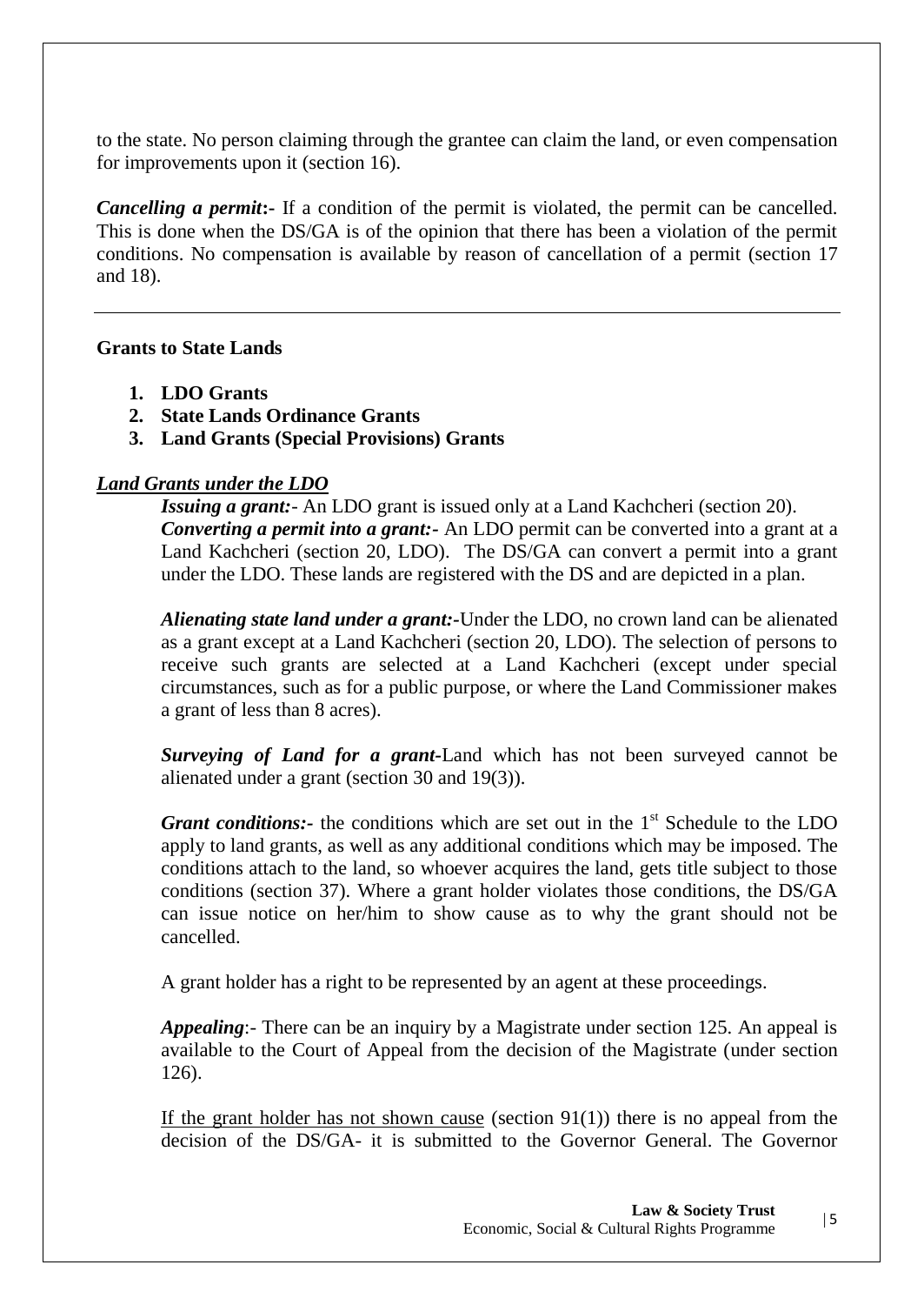to the state. No person claiming through the grantee can claim the land, or even compensation for improvements upon it (section 16).

***Cancelling a permit*:-** If a condition of the permit is violated, the permit can be cancelled. This is done when the DS/GA is of the opinion that there has been a violation of the permit conditions. No compensation is available by reason of cancellation of a permit (section 17 and 18).

---

**Grants to State Lands**

1. **LDO Grants**
2. **State Lands Ordinance Grants**
3. **Land Grants (Special Provisions) Grants**

***<u>Land Grants under the LDO</u>***

***Issuing a grant:***- An LDO grant is issued only at a Land Kachcheri (section 20).
***Converting a permit into a grant:***- An LDO permit can be converted into a grant at a Land Kachcheri (section 20, LDO). The DS/GA can convert a permit into a grant under the LDO. These lands are registered with the DS and are depicted in a plan.

***Alienating state land under a grant:***-Under the LDO, no crown land can be alienated as a grant except at a Land Kachcheri (section 20, LDO). The selection of persons to receive such grants are selected at a Land Kachcheri (except under special circumstances, such as for a public purpose, or where the Land Commissioner makes a grant of less than 8 acres).

***Surveying of Land for a grant***-Land which has not been surveyed cannot be alienated under a grant (section 30 and 19(3)).

***Grant conditions:***- the conditions which are set out in the 1st Schedule to the LDO apply to land grants, as well as any additional conditions which may be imposed. The conditions attach to the land, so whoever acquires the land, gets title subject to those conditions (section 37). Where a grant holder violates those conditions, the DS/GA can issue notice on her/him to show cause as to why the grant should not be cancelled.

A grant holder has a right to be represented by an agent at these proceedings.

***Appealing***:- There can be an inquiry by a Magistrate under section 125. An appeal is available to the Court of Appeal from the decision of the Magistrate (under section 126).

<u>If the grant holder has not shown cause</u> (section 91(1)) there is no appeal from the decision of the DS/GA- it is submitted to the Governor General. The Governor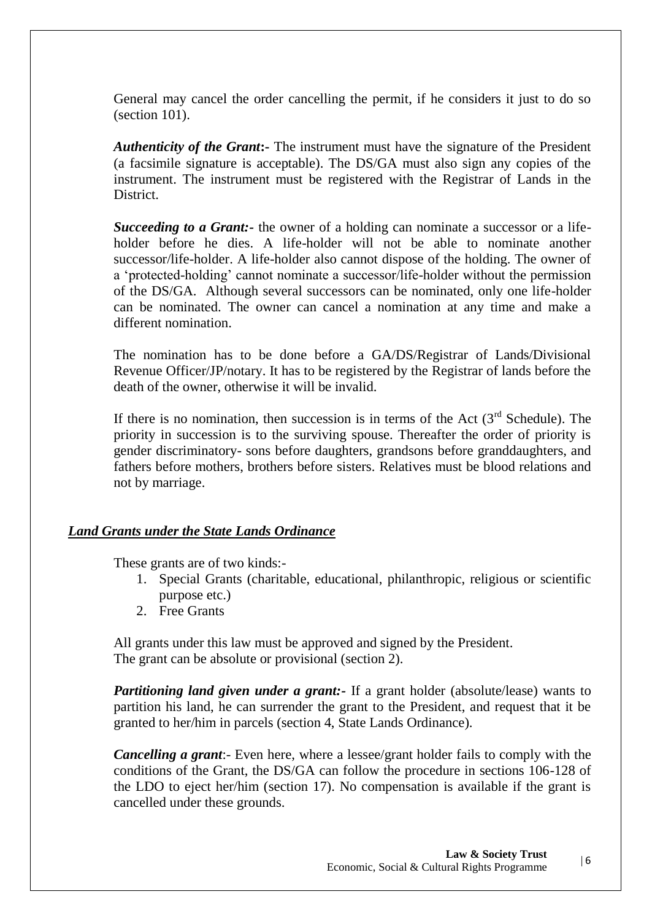General may cancel the order cancelling the permit, if he considers it just to do so (section 101).

***Authenticity of the Grant*:-** The instrument must have the signature of the President (a facsimile signature is acceptable). The DS/GA must also sign any copies of the instrument. The instrument must be registered with the Registrar of Lands in the District.

***Succeeding to a Grant:-*** the owner of a holding can nominate a successor or a life-holder before he dies. A life-holder will not be able to nominate another successor/life-holder. A life-holder also cannot dispose of the holding. The owner of a 'protected-holding' cannot nominate a successor/life-holder without the permission of the DS/GA. Although several successors can be nominated, only one life-holder can be nominated. The owner can cancel a nomination at any time and make a different nomination.

The nomination has to be done before a GA/DS/Registrar of Lands/Divisional Revenue Officer/JP/notary. It has to be registered by the Registrar of lands before the death of the owner, otherwise it will be invalid.

If there is no nomination, then succession is in terms of the Act (3rd Schedule). The priority in succession is to the surviving spouse. Thereafter the order of priority is gender discriminatory- sons before daughters, grandsons before granddaughters, and fathers before mothers, brothers before sisters. Relatives must be blood relations and not by marriage.

***<u>Land Grants under the State Lands Ordinance</u>***

These grants are of two kinds:-

1. Special Grants (charitable, educational, philanthropic, religious or scientific purpose etc.)
2. Free Grants

All grants under this law must be approved and signed by the President.
The grant can be absolute or provisional (section 2).

***Partitioning land given under a grant:-*** If a grant holder (absolute/lease) wants to partition his land, he can surrender the grant to the President, and request that it be granted to her/him in parcels (section 4, State Lands Ordinance).

***Cancelling a grant***:- Even here, where a lessee/grant holder fails to comply with the conditions of the Grant, the DS/GA can follow the procedure in sections 106-128 of the LDO to eject her/him (section 17). No compensation is available if the grant is cancelled under these grounds.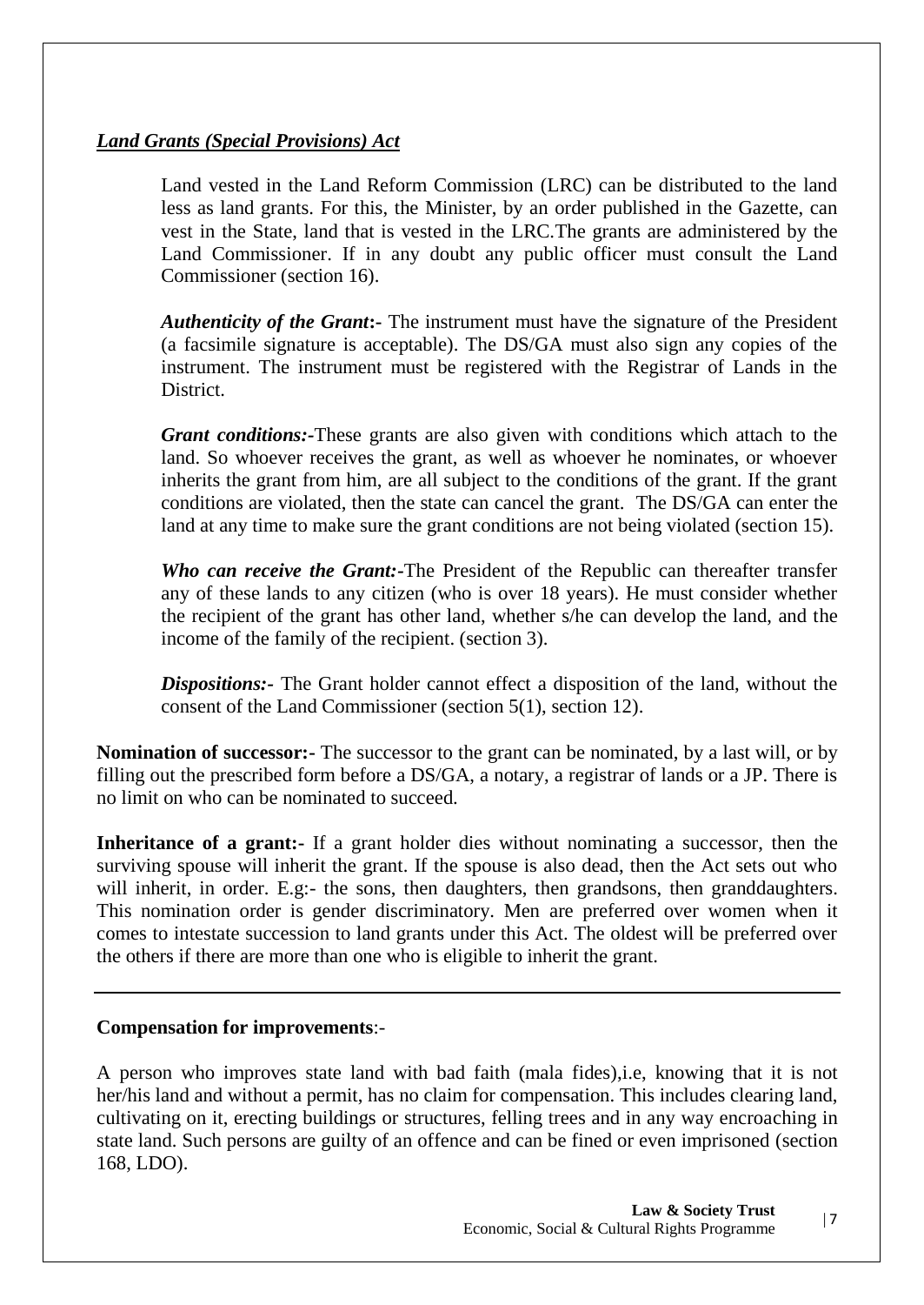***Land Grants (Special Provisions) Act***

Land vested in the Land Reform Commission (LRC) can be distributed to the land less as land grants. For this, the Minister, by an order published in the Gazette, can vest in the State, land that is vested in the LRC.The grants are administered by the Land Commissioner. If in any doubt any public officer must consult the Land Commissioner (section 16).

***Authenticity of the Grant*:-** The instrument must have the signature of the President (a facsimile signature is acceptable). The DS/GA must also sign any copies of the instrument. The instrument must be registered with the Registrar of Lands in the District.

***Grant conditions:-***These grants are also given with conditions which attach to the land. So whoever receives the grant, as well as whoever he nominates, or whoever inherits the grant from him, are all subject to the conditions of the grant. If the grant conditions are violated, then the state can cancel the grant. The DS/GA can enter the land at any time to make sure the grant conditions are not being violated (section 15).

***Who can receive the Grant:-***The President of the Republic can thereafter transfer any of these lands to any citizen (who is over 18 years). He must consider whether the recipient of the grant has other land, whether s/he can develop the land, and the income of the family of the recipient. (section 3).

***Dispositions:-*** The Grant holder cannot effect a disposition of the land, without the consent of the Land Commissioner (section 5(1), section 12).

**Nomination of successor:-** The successor to the grant can be nominated, by a last will, or by filling out the prescribed form before a DS/GA, a notary, a registrar of lands or a JP. There is no limit on who can be nominated to succeed.

**Inheritance of a grant:-** If a grant holder dies without nominating a successor, then the surviving spouse will inherit the grant. If the spouse is also dead, then the Act sets out who will inherit, in order. E.g:- the sons, then daughters, then grandsons, then granddaughters. This nomination order is gender discriminatory. Men are preferred over women when it comes to intestate succession to land grants under this Act. The oldest will be preferred over the others if there are more than one who is eligible to inherit the grant.

---

**Compensation for improvements**:-

A person who improves state land with bad faith (mala fides),i.e, knowing that it is not her/his land and without a permit, has no claim for compensation. This includes clearing land, cultivating on it, erecting buildings or structures, felling trees and in any way encroaching in state land. Such persons are guilty of an offence and can be fined or even imprisoned (section 168, LDO).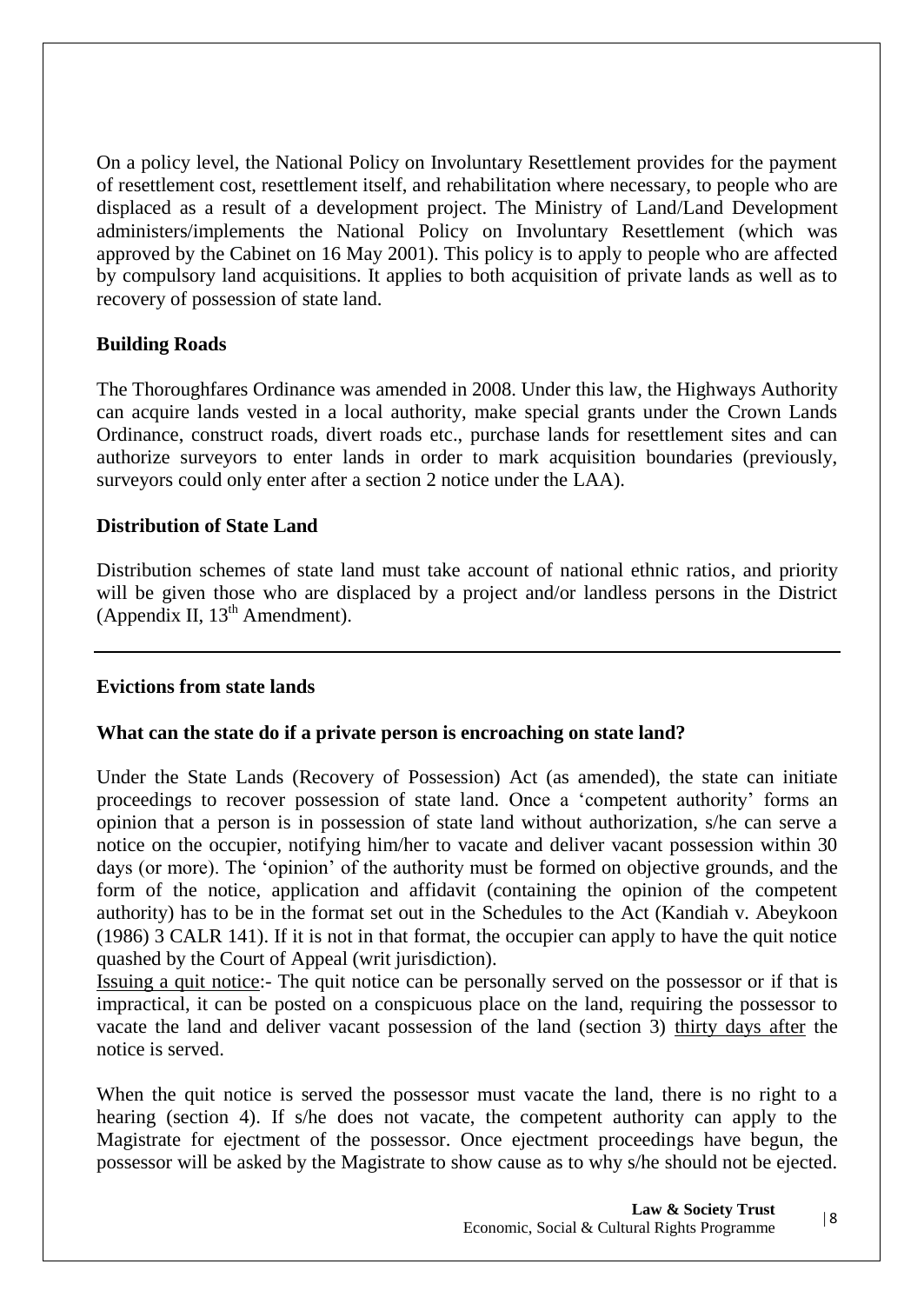On a policy level, the National Policy on Involuntary Resettlement provides for the payment of resettlement cost, resettlement itself, and rehabilitation where necessary, to people who are displaced as a result of a development project. The Ministry of Land/Land Development administers/implements the National Policy on Involuntary Resettlement (which was approved by the Cabinet on 16 May 2001). This policy is to apply to people who are affected by compulsory land acquisitions. It applies to both acquisition of private lands as well as to recovery of possession of state land.

### Building Roads

The Thoroughfares Ordinance was amended in 2008. Under this law, the Highways Authority can acquire lands vested in a local authority, make special grants under the Crown Lands Ordinance, construct roads, divert roads etc., purchase lands for resettlement sites and can authorize surveyors to enter lands in order to mark acquisition boundaries (previously, surveyors could only enter after a section 2 notice under the LAA).

### Distribution of State Land

Distribution schemes of state land must take account of national ethnic ratios, and priority will be given those who are displaced by a project and/or landless persons in the District (Appendix II, 13th Amendment).

---

### Evictions from state lands

#### What can the state do if a private person is encroaching on state land?

Under the State Lands (Recovery of Possession) Act (as amended), the state can initiate proceedings to recover possession of state land. Once a 'competent authority' forms an opinion that a person is in possession of state land without authorization, s/he can serve a notice on the occupier, notifying him/her to vacate and deliver vacant possession within 30 days (or more). The 'opinion' of the authority must be formed on objective grounds, and the form of the notice, application and affidavit (containing the opinion of the competent authority) has to be in the format set out in the Schedules to the Act (Kandiah v. Abeykoon (1986) 3 CALR 141). If it is not in that format, the occupier can apply to have the quit notice quashed by the Court of Appeal (writ jurisdiction).

<u>Issuing a quit notice</u>:- The quit notice can be personally served on the possessor or if that is impractical, it can be posted on a conspicuous place on the land, requiring the possessor to vacate the land and deliver vacant possession of the land (section 3) <u>thirty days after</u> the notice is served.

When the quit notice is served the possessor must vacate the land, there is no right to a hearing (section 4). If s/he does not vacate, the competent authority can apply to the Magistrate for ejectment of the possessor. Once ejectment proceedings have begun, the possessor will be asked by the Magistrate to show cause as to why s/he should not be ejected.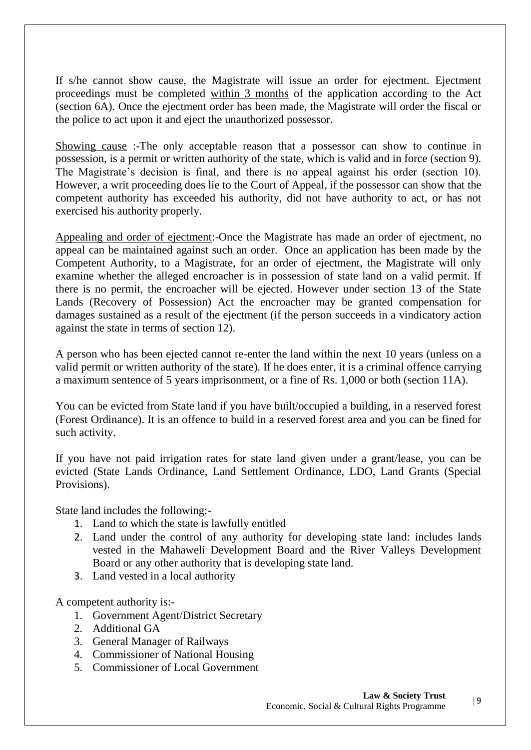If s/he cannot show cause, the Magistrate will issue an order for ejectment. Ejectment proceedings must be completed <u>within 3 months</u> of the application according to the Act (section 6A). Once the ejectment order has been made, the Magistrate will order the fiscal or the police to act upon it and eject the unauthorized possessor.

<u>Showing cause</u> :-The only acceptable reason that a possessor can show to continue in possession, is a permit or written authority of the state, which is valid and in force (section 9). The Magistrate's decision is final, and there is no appeal against his order (section 10). However, a writ proceeding does lie to the Court of Appeal, if the possessor can show that the competent authority has exceeded his authority, did not have authority to act, or has not exercised his authority properly.

<u>Appealing and order of ejectment</u>:-Once the Magistrate has made an order of ejectment, no appeal can be maintained against such an order. Once an application has been made by the Competent Authority, to a Magistrate, for an order of ejectment, the Magistrate will only examine whether the alleged encroacher is in possession of state land on a valid permit. If there is no permit, the encroacher will be ejected. However under section 13 of the State Lands (Recovery of Possession) Act the encroacher may be granted compensation for damages sustained as a result of the ejectment (if the person succeeds in a vindicatory action against the state in terms of section 12).

A person who has been ejected cannot re-enter the land within the next 10 years (unless on a valid permit or written authority of the state). If he does enter, it is a criminal offence carrying a maximum sentence of 5 years imprisonment, or a fine of Rs. 1,000 or both (section 11A).

You can be evicted from State land if you have built/occupied a building, in a reserved forest (Forest Ordinance). It is an offence to build in a reserved forest area and you can be fined for such activity.

If you have not paid irrigation rates for state land given under a grant/lease, you can be evicted (State Lands Ordinance, Land Settlement Ordinance, LDO, Land Grants (Special Provisions).

State land includes the following:-

1. Land to which the state is lawfully entitled
2. Land under the control of any authority for developing state land: includes lands vested in the Mahaweli Development Board and the River Valleys Development Board or any other authority that is developing state land.
3. Land vested in a local authority

A competent authority is:-

1. Government Agent/District Secretary
2. Additional GA
3. General Manager of Railways
4. Commissioner of National Housing
5. Commissioner of Local Government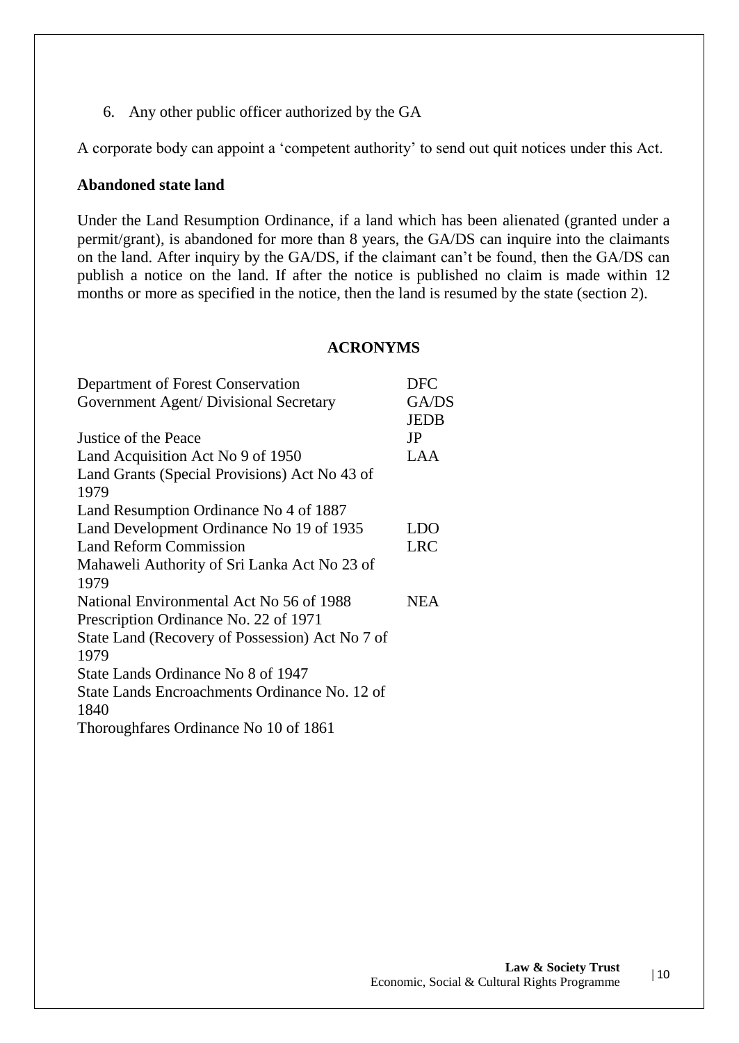6. Any other public officer authorized by the GA

A corporate body can appoint a 'competent authority' to send out quit notices under this Act.

**Abandoned state land**

Under the Land Resumption Ordinance, if a land which has been alienated (granted under a permit/grant), is abandoned for more than 8 years, the GA/DS can inquire into the claimants on the land. After inquiry by the GA/DS, if the claimant can't be found, then the GA/DS can publish a notice on the land. If after the notice is published no claim is made within 12 months or more as specified in the notice, then the land is resumed by the state (section 2).

## ACRONYMS

| | |
|---|---|
| Department of Forest Conservation | DFC |
| Government Agent/ Divisional Secretary | GA/DS |
| | JEDB |
| Justice of the Peace | JP |
| Land Acquisition Act No 9 of 1950 | LAA |
| Land Grants (Special Provisions) Act No 43 of 1979 | |
| Land Resumption Ordinance No 4 of 1887 | |
| Land Development Ordinance No 19 of 1935 | LDO |
| Land Reform Commission | LRC |
| Mahaweli Authority of Sri Lanka Act No 23 of 1979 | |
| National Environmental Act No 56 of 1988 | NEA |
| Prescription Ordinance No. 22 of 1971 | |
| State Land (Recovery of Possession) Act No 7 of 1979 | |
| State Lands Ordinance No 8 of 1947 | |
| State Lands Encroachments Ordinance No. 12 of 1840 | |
| Thoroughfares Ordinance No 10 of 1861 | |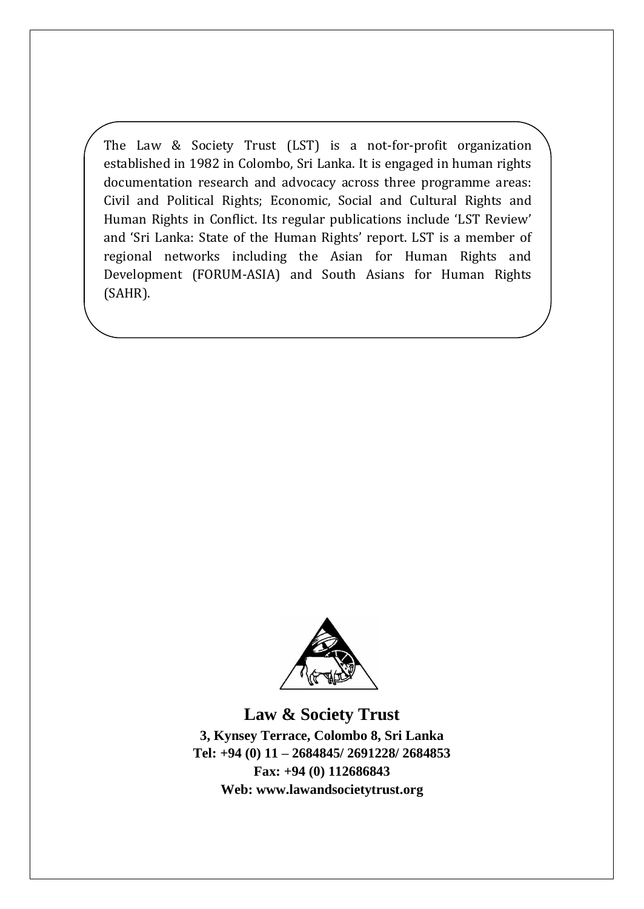The Law & Society Trust (LST) is a not-for-profit organization established in 1982 in Colombo, Sri Lanka. It is engaged in human rights documentation research and advocacy across three programme areas: Civil and Political Rights; Economic, Social and Cultural Rights and Human Rights in Conflict. Its regular publications include 'LST Review' and 'Sri Lanka: State of the Human Rights' report. LST is a member of regional networks including the Asian for Human Rights and Development (FORUM-ASIA) and South Asians for Human Rights (SAHR).

**Law & Society Trust**

**3, Kynsey Terrace, Colombo 8, Sri Lanka**
**Tel: +94 (0) 11 – 2684845/ 2691228/ 2684853**
**Fax: +94 (0) 112686843**
**Web: www.lawandsocietytrust.org**